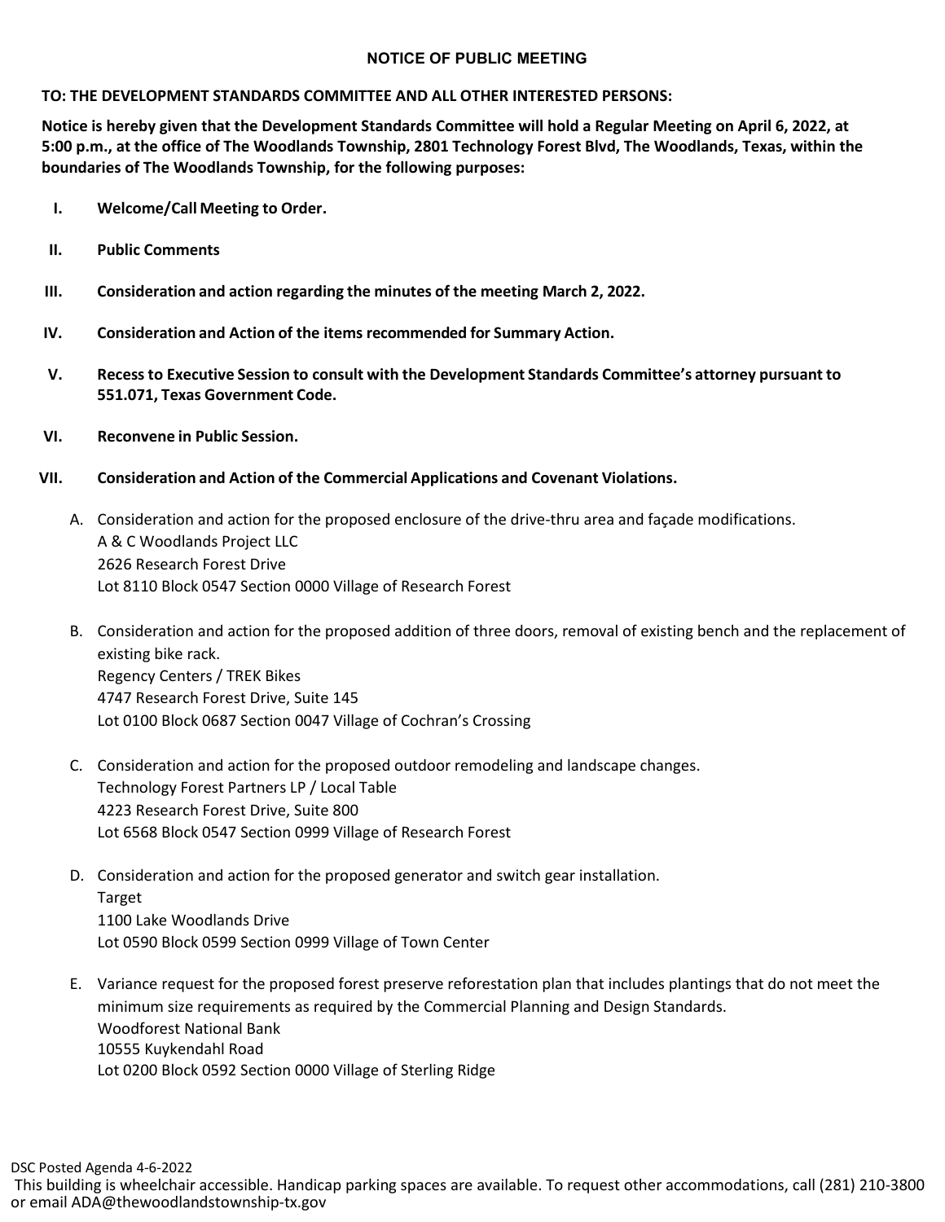# NOTICE OF PUBLIC MEETING

**TO: THE DEVELOPMENT STANDARDS COMMITTEE AND ALL OTHER INTERESTED PERSONS:**

**Notice is hereby given that the Development Standards Committee will hold a Regular Meeting on April 6, 2022, at 5:00 p.m., at the office of The Woodlands Township, 2801 Technology Forest Blvd, The Woodlands, Texas, within the boundaries of The Woodlands Township, for the following purposes:**

I. **Welcome/Call Meeting to Order.**

II. **Public Comments**

III. **Consideration and action regarding the minutes of the meeting March 2, 2022.**

IV. **Consideration and Action of the items recommended for Summary Action.**

V. **Recess to Executive Session to consult with the Development Standards Committee's attorney pursuant to 551.071, Texas Government Code.**

VI. **Reconvene in Public Session.**

VII. **Consideration and Action of the Commercial Applications and Covenant Violations.**

A. Consideration and action for the proposed enclosure of the drive-thru area and façade modifications.
A & C Woodlands Project LLC
2626 Research Forest Drive
Lot 8110 Block 0547 Section 0000 Village of Research Forest

B. Consideration and action for the proposed addition of three doors, removal of existing bench and the replacement of existing bike rack.
Regency Centers / TREK Bikes
4747 Research Forest Drive, Suite 145
Lot 0100 Block 0687 Section 0047 Village of Cochran's Crossing

C. Consideration and action for the proposed outdoor remodeling and landscape changes.
Technology Forest Partners LP / Local Table
4223 Research Forest Drive, Suite 800
Lot 6568 Block 0547 Section 0999 Village of Research Forest

D. Consideration and action for the proposed generator and switch gear installation.
Target
1100 Lake Woodlands Drive
Lot 0590 Block 0599 Section 0999 Village of Town Center

E. Variance request for the proposed forest preserve reforestation plan that includes plantings that do not meet the minimum size requirements as required by the Commercial Planning and Design Standards.
Woodforest National Bank
10555 Kuykendahl Road
Lot 0200 Block 0592 Section 0000 Village of Sterling Ridge

DSC Posted Agenda 4-6-2022
This building is wheelchair accessible. Handicap parking spaces are available. To request other accommodations, call (281) 210-3800 or email ADA@thewoodlandstownship-tx.gov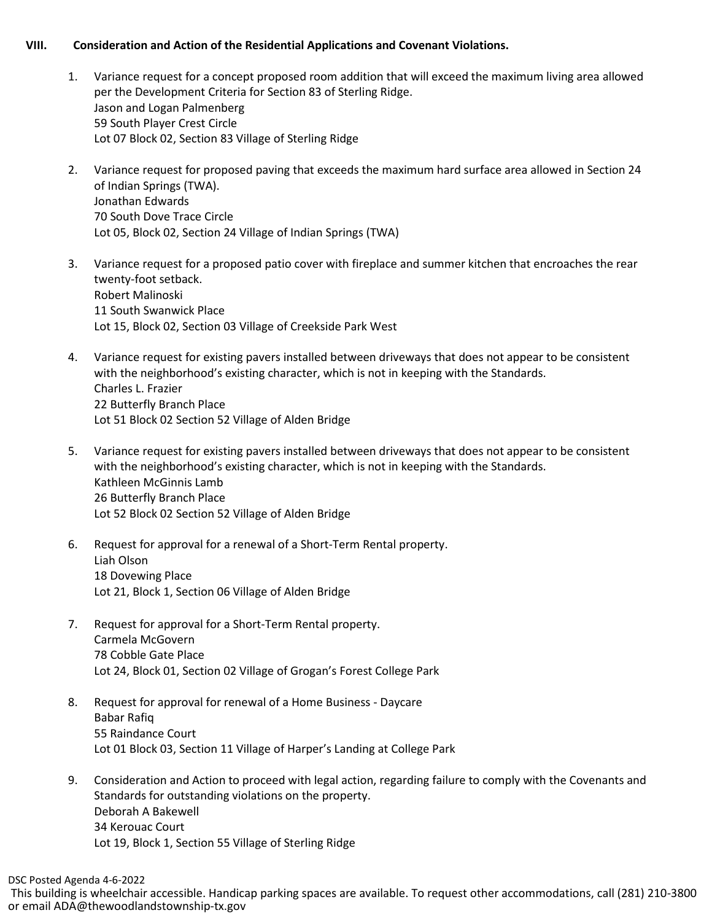## VIII. Consideration and Action of the Residential Applications and Covenant Violations.

1. Variance request for a concept proposed room addition that will exceed the maximum living area allowed per the Development Criteria for Section 83 of Sterling Ridge.  
   Jason and Logan Palmenberg  
   59 South Player Crest Circle  
   Lot 07 Block 02, Section 83 Village of Sterling Ridge

2. Variance request for proposed paving that exceeds the maximum hard surface area allowed in Section 24 of Indian Springs (TWA).  
   Jonathan Edwards  
   70 South Dove Trace Circle  
   Lot 05, Block 02, Section 24 Village of Indian Springs (TWA)

3. Variance request for a proposed patio cover with fireplace and summer kitchen that encroaches the rear twenty-foot setback.  
   Robert Malinoski  
   11 South Swanwick Place  
   Lot 15, Block 02, Section 03 Village of Creekside Park West

4. Variance request for existing pavers installed between driveways that does not appear to be consistent with the neighborhood's existing character, which is not in keeping with the Standards.  
   Charles L. Frazier  
   22 Butterfly Branch Place  
   Lot 51 Block 02 Section 52 Village of Alden Bridge

5. Variance request for existing pavers installed between driveways that does not appear to be consistent with the neighborhood's existing character, which is not in keeping with the Standards.  
   Kathleen McGinnis Lamb  
   26 Butterfly Branch Place  
   Lot 52 Block 02 Section 52 Village of Alden Bridge

6. Request for approval for a renewal of a Short-Term Rental property.  
   Liah Olson  
   18 Dovewing Place  
   Lot 21, Block 1, Section 06 Village of Alden Bridge

7. Request for approval for a Short-Term Rental property.  
   Carmela McGovern  
   78 Cobble Gate Place  
   Lot 24, Block 01, Section 02 Village of Grogan's Forest College Park

8. Request for approval for renewal of a Home Business - Daycare  
   Babar Rafiq  
   55 Raindance Court  
   Lot 01 Block 03, Section 11 Village of Harper's Landing at College Park

9. Consideration and Action to proceed with legal action, regarding failure to comply with the Covenants and Standards for outstanding violations on the property.  
   Deborah A Bakewell  
   34 Kerouac Court  
   Lot 19, Block 1, Section 55 Village of Sterling Ridge

DSC Posted Agenda 4-6-2022  
This building is wheelchair accessible. Handicap parking spaces are available. To request other accommodations, call (281) 210-3800 or email ADA@thewoodlandstownship-tx.gov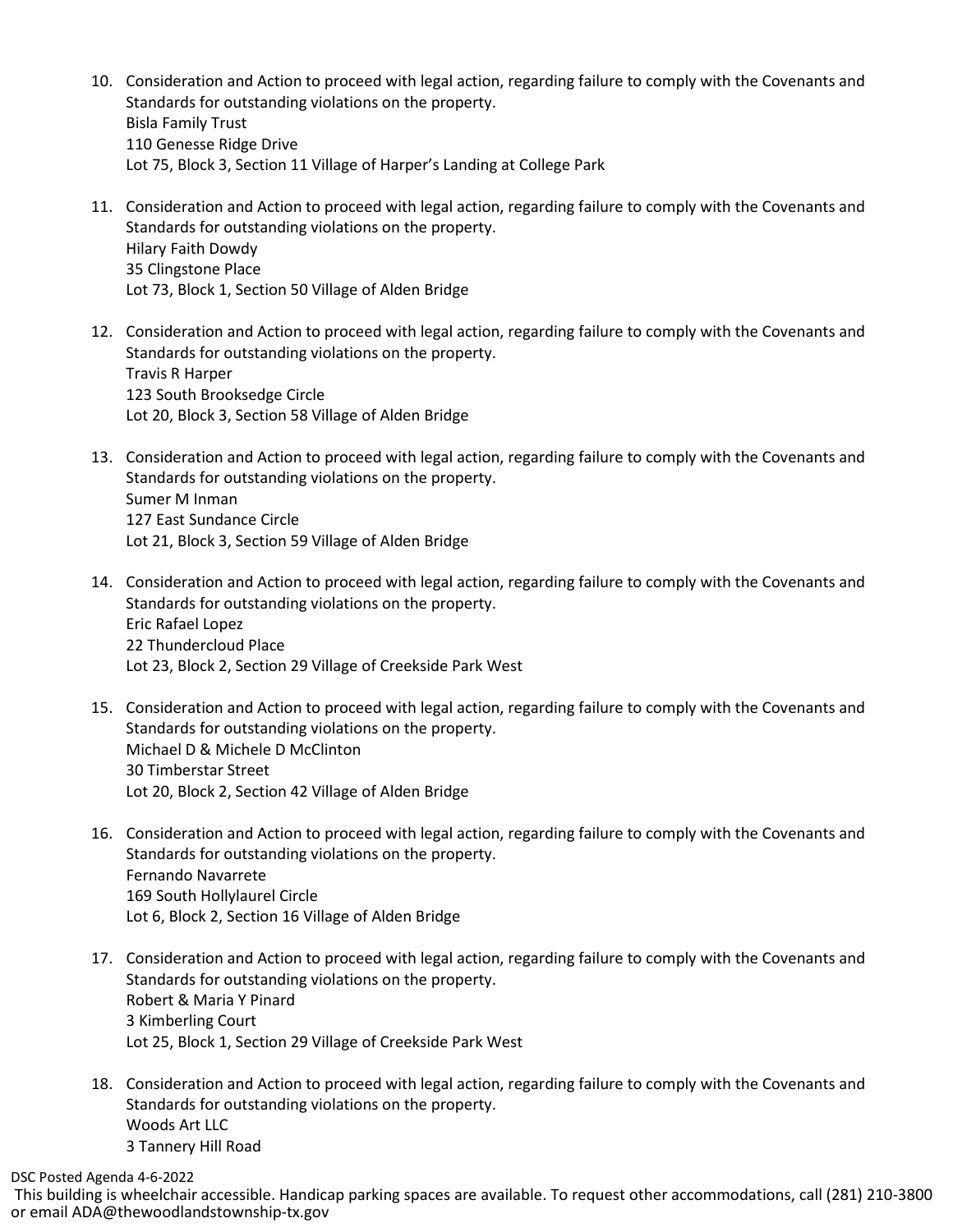10. Consideration and Action to proceed with legal action, regarding failure to comply with the Covenants and Standards for outstanding violations on the property.
    Bisla Family Trust
    110 Genesse Ridge Drive
    Lot 75, Block 3, Section 11 Village of Harper's Landing at College Park

11. Consideration and Action to proceed with legal action, regarding failure to comply with the Covenants and Standards for outstanding violations on the property.
    Hilary Faith Dowdy
    35 Clingstone Place
    Lot 73, Block 1, Section 50 Village of Alden Bridge

12. Consideration and Action to proceed with legal action, regarding failure to comply with the Covenants and Standards for outstanding violations on the property.
    Travis R Harper
    123 South Brooksedge Circle
    Lot 20, Block 3, Section 58 Village of Alden Bridge

13. Consideration and Action to proceed with legal action, regarding failure to comply with the Covenants and Standards for outstanding violations on the property.
    Sumer M Inman
    127 East Sundance Circle
    Lot 21, Block 3, Section 59 Village of Alden Bridge

14. Consideration and Action to proceed with legal action, regarding failure to comply with the Covenants and Standards for outstanding violations on the property.
    Eric Rafael Lopez
    22 Thundercloud Place
    Lot 23, Block 2, Section 29 Village of Creekside Park West

15. Consideration and Action to proceed with legal action, regarding failure to comply with the Covenants and Standards for outstanding violations on the property.
    Michael D & Michele D McClinton
    30 Timberstar Street
    Lot 20, Block 2, Section 42 Village of Alden Bridge

16. Consideration and Action to proceed with legal action, regarding failure to comply with the Covenants and Standards for outstanding violations on the property.
    Fernando Navarrete
    169 South Hollylaurel Circle
    Lot 6, Block 2, Section 16 Village of Alden Bridge

17. Consideration and Action to proceed with legal action, regarding failure to comply with the Covenants and Standards for outstanding violations on the property.
    Robert & Maria Y Pinard
    3 Kimberling Court
    Lot 25, Block 1, Section 29 Village of Creekside Park West

18. Consideration and Action to proceed with legal action, regarding failure to comply with the Covenants and Standards for outstanding violations on the property.
    Woods Art LLC
    3 Tannery Hill Road

DSC Posted Agenda 4-6-2022
This building is wheelchair accessible. Handicap parking spaces are available. To request other accommodations, call (281) 210-3800 or email ADA@thewoodlandstownship-tx.gov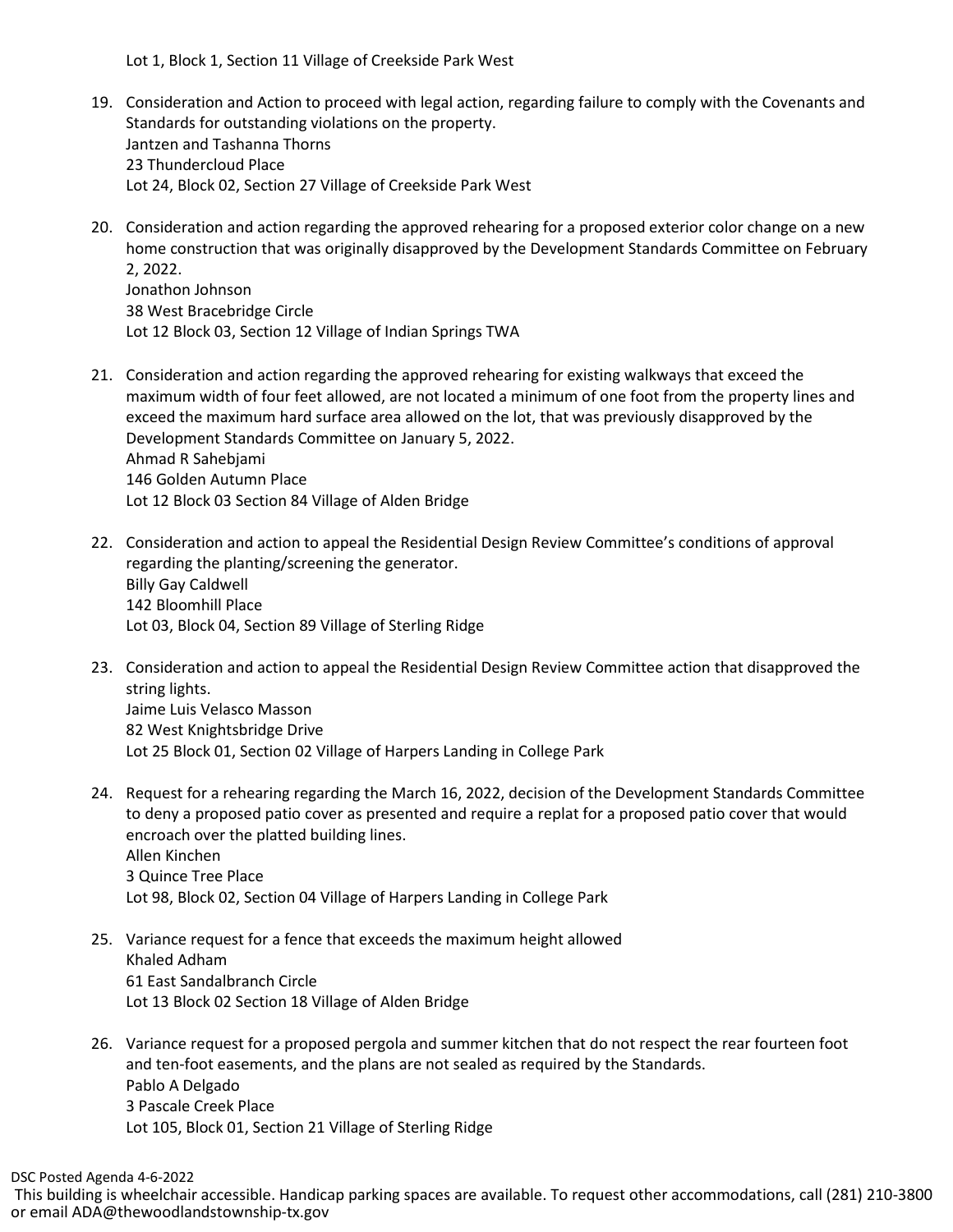Lot 1, Block 1, Section 11 Village of Creekside Park West

19. Consideration and Action to proceed with legal action, regarding failure to comply with the Covenants and Standards for outstanding violations on the property.
    Jantzen and Tashanna Thorns
    23 Thundercloud Place
    Lot 24, Block 02, Section 27 Village of Creekside Park West

20. Consideration and action regarding the approved rehearing for a proposed exterior color change on a new home construction that was originally disapproved by the Development Standards Committee on February 2, 2022.
    Jonathon Johnson
    38 West Bracebridge Circle
    Lot 12 Block 03, Section 12 Village of Indian Springs TWA

21. Consideration and action regarding the approved rehearing for existing walkways that exceed the maximum width of four feet allowed, are not located a minimum of one foot from the property lines and exceed the maximum hard surface area allowed on the lot, that was previously disapproved by the Development Standards Committee on January 5, 2022.
    Ahmad R Sahebjami
    146 Golden Autumn Place
    Lot 12 Block 03 Section 84 Village of Alden Bridge

22. Consideration and action to appeal the Residential Design Review Committee's conditions of approval regarding the planting/screening the generator.
    Billy Gay Caldwell
    142 Bloomhill Place
    Lot 03, Block 04, Section 89 Village of Sterling Ridge

23. Consideration and action to appeal the Residential Design Review Committee action that disapproved the string lights.
    Jaime Luis Velasco Masson
    82 West Knightsbridge Drive
    Lot 25 Block 01, Section 02 Village of Harpers Landing in College Park

24. Request for a rehearing regarding the March 16, 2022, decision of the Development Standards Committee to deny a proposed patio cover as presented and require a replat for a proposed patio cover that would encroach over the platted building lines.
    Allen Kinchen
    3 Quince Tree Place
    Lot 98, Block 02, Section 04 Village of Harpers Landing in College Park

25. Variance request for a fence that exceeds the maximum height allowed
    Khaled Adham
    61 East Sandalbranch Circle
    Lot 13 Block 02 Section 18 Village of Alden Bridge

26. Variance request for a proposed pergola and summer kitchen that do not respect the rear fourteen foot and ten-foot easements, and the plans are not sealed as required by the Standards.
    Pablo A Delgado
    3 Pascale Creek Place
    Lot 105, Block 01, Section 21 Village of Sterling Ridge

DSC Posted Agenda 4-6-2022
This building is wheelchair accessible. Handicap parking spaces are available. To request other accommodations, call (281) 210-3800 or email ADA@thewoodlandstownship-tx.gov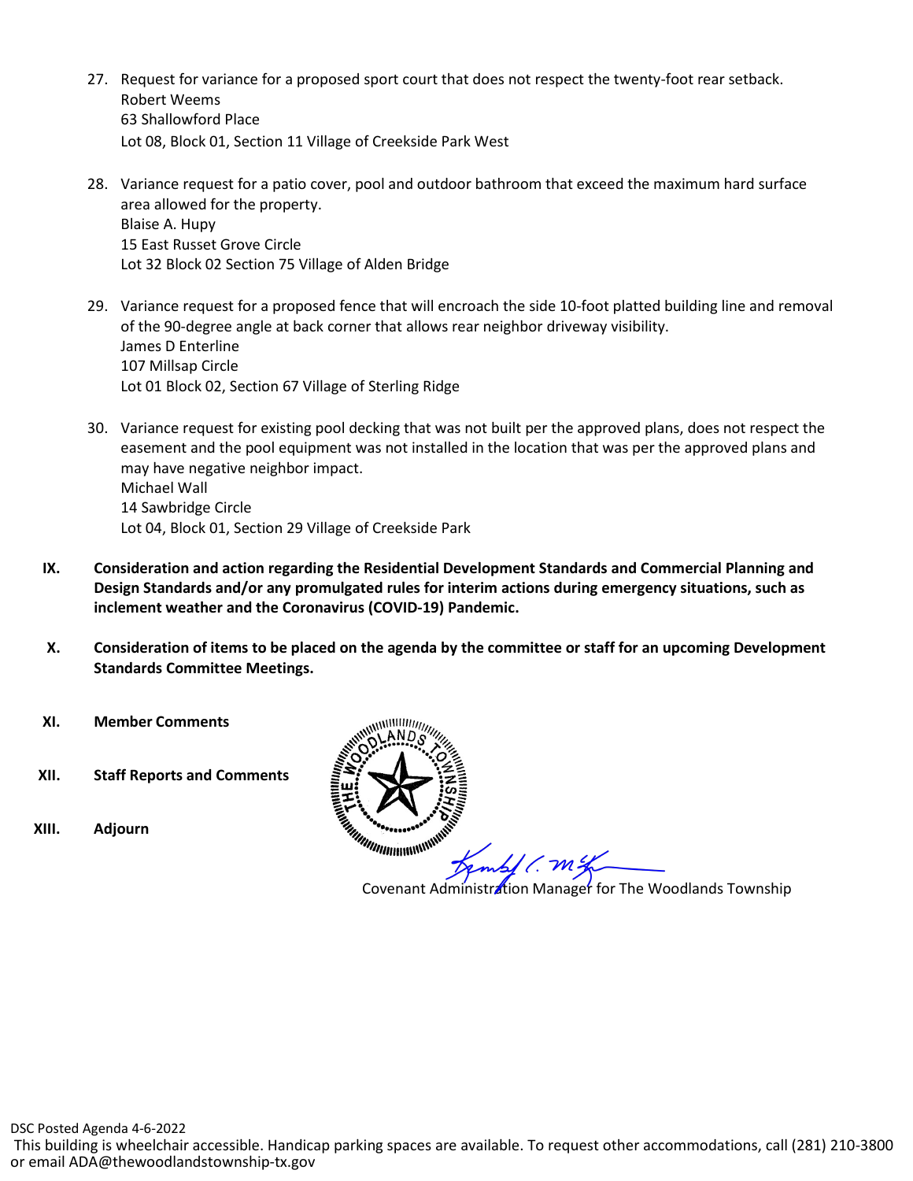27. Request for variance for a proposed sport court that does not respect the twenty-foot rear setback.
    Robert Weems
    63 Shallowford Place
    Lot 08, Block 01, Section 11 Village of Creekside Park West

28. Variance request for a patio cover, pool and outdoor bathroom that exceed the maximum hard surface area allowed for the property.
    Blaise A. Hupy
    15 East Russet Grove Circle
    Lot 32 Block 02 Section 75 Village of Alden Bridge

29. Variance request for a proposed fence that will encroach the side 10-foot platted building line and removal of the 90-degree angle at back corner that allows rear neighbor driveway visibility.
    James D Enterline
    107 Millsap Circle
    Lot 01 Block 02, Section 67 Village of Sterling Ridge

30. Variance request for existing pool decking that was not built per the approved plans, does not respect the easement and the pool equipment was not installed in the location that was per the approved plans and may have negative neighbor impact.
    Michael Wall
    14 Sawbridge Circle
    Lot 04, Block 01, Section 29 Village of Creekside Park

**IX. Consideration and action regarding the Residential Development Standards and Commercial Planning and Design Standards and/or any promulgated rules for interim actions during emergency situations, such as inclement weather and the Coronavirus (COVID-19) Pandemic.**

**X. Consideration of items to be placed on the agenda by the committee or staff for an upcoming Development Standards Committee Meetings.**

**XI. Member Comments**

**XII. Staff Reports and Comments**

**XIII. Adjourn**

THE WOODLANDS TOWNSHIP

Covenant Administration Manager for The Woodlands Township

DSC Posted Agenda 4-6-2022

This building is wheelchair accessible. Handicap parking spaces are available. To request other accommodations, call (281) 210-3800 or email ADA@thewoodlandstownship-tx.gov